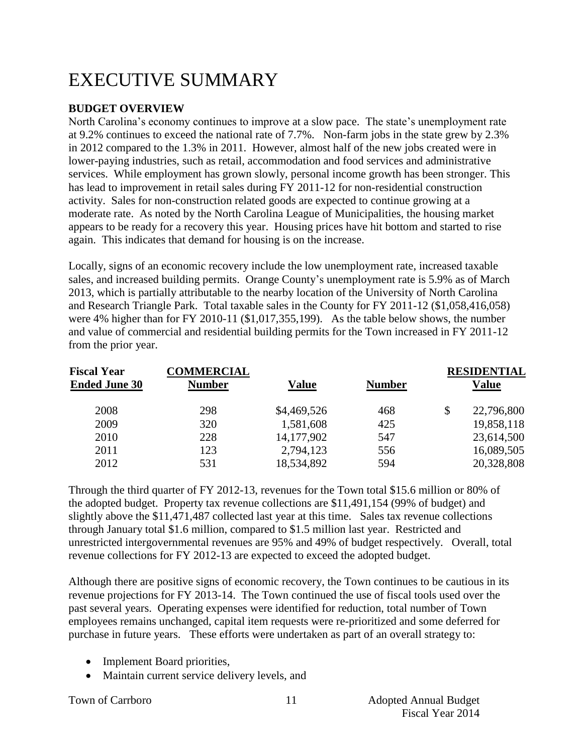# EXECUTIVE SUMMARY

**BUDGET OVERVIEW**

North Carolina's economy continues to improve at a slow pace. The state's unemployment rate at 9.2% continues to exceed the national rate of 7.7%. Non-farm jobs in the state grew by 2.3% in 2012 compared to the 1.3% in 2011. However, almost half of the new jobs created were in lower-paying industries, such as retail, accommodation and food services and administrative services. While employment has grown slowly, personal income growth has been stronger. This has lead to improvement in retail sales during FY 2011-12 for non-residential construction activity. Sales for non-construction related goods are expected to continue growing at a moderate rate. As noted by the North Carolina League of Municipalities, the housing market appears to be ready for a recovery this year. Housing prices have hit bottom and started to rise again. This indicates that demand for housing is on the increase.

Locally, signs of an economic recovery include the low unemployment rate, increased taxable sales, and increased building permits. Orange County's unemployment rate is 5.9% as of March 2013, which is partially attributable to the nearby location of the University of North Carolina and Research Triangle Park. Total taxable sales in the County for FY 2011-12 ($1,058,416,058) were 4% higher than for FY 2010-11 ($1,017,355,199). As the table below shows, the number and value of commercial and residential building permits for the Town increased in FY 2011-12 from the prior year.

| Fiscal Year | COMMERCIAL | | RESIDENTIAL | |
|---|---|---|---|---|
| Ended June 30 | Number | Value | Number | Value |
| 2008 | 298 | $4,469,526 | 468 | $ 22,796,800 |
| 2009 | 320 | 1,581,608 | 425 | 19,858,118 |
| 2010 | 228 | 14,177,902 | 547 | 23,614,500 |
| 2011 | 123 | 2,794,123 | 556 | 16,089,505 |
| 2012 | 531 | 18,534,892 | 594 | 20,328,808 |

Through the third quarter of FY 2012-13, revenues for the Town total $15.6 million or 80% of the adopted budget. Property tax revenue collections are $11,491,154 (99% of budget) and slightly above the $11,471,487 collected last year at this time. Sales tax revenue collections through January total $1.6 million, compared to $1.5 million last year. Restricted and unrestricted intergovernmental revenues are 95% and 49% of budget respectively. Overall, total revenue collections for FY 2012-13 are expected to exceed the adopted budget.

Although there are positive signs of economic recovery, the Town continues to be cautious in its revenue projections for FY 2013-14. The Town continued the use of fiscal tools used over the past several years. Operating expenses were identified for reduction, total number of Town employees remains unchanged, capital item requests were re-prioritized and some deferred for purchase in future years. These efforts were undertaken as part of an overall strategy to:

- Implement Board priorities,
- Maintain current service delivery levels, and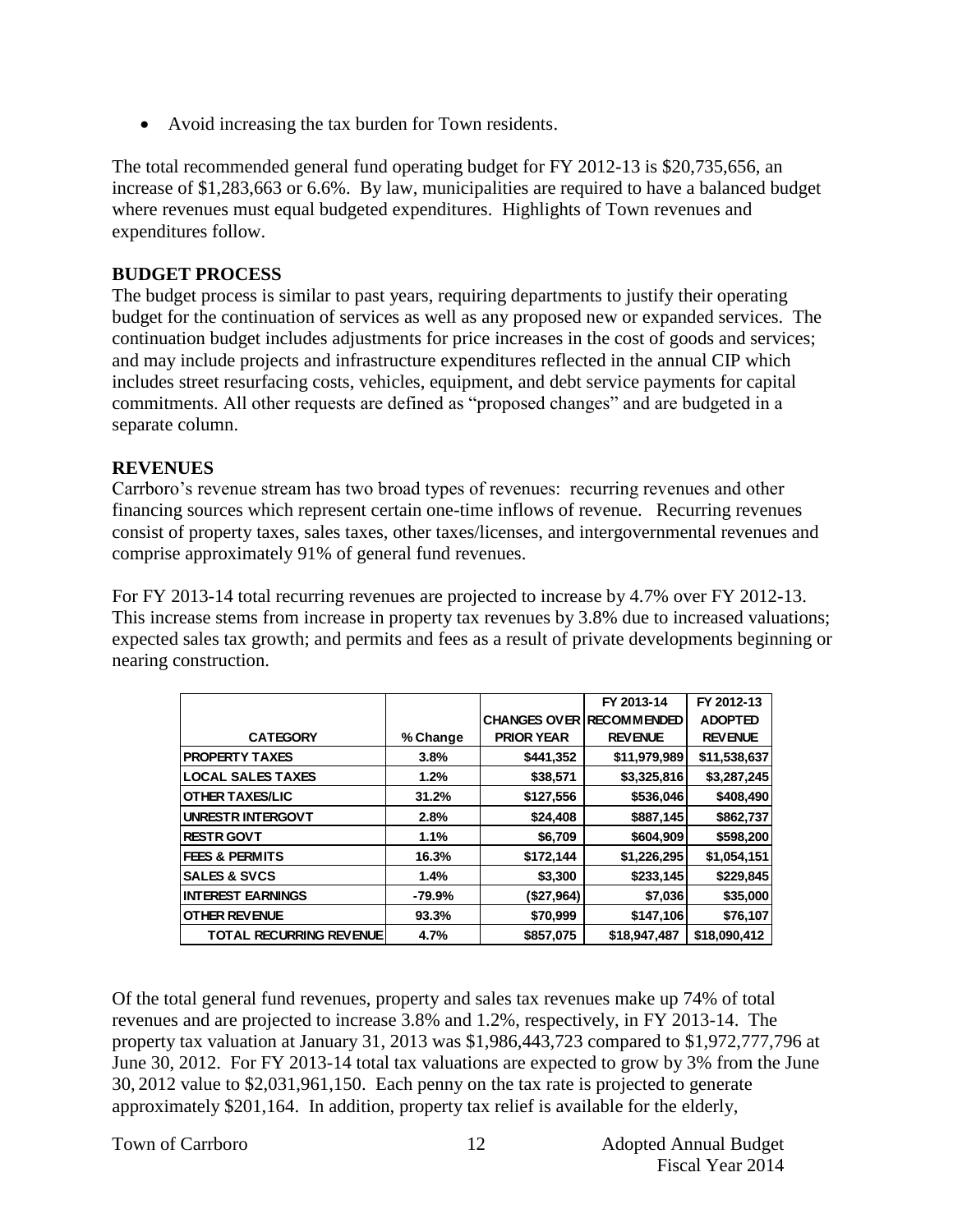- Avoid increasing the tax burden for Town residents.

The total recommended general fund operating budget for FY 2012-13 is $20,735,656, an increase of $1,283,663 or 6.6%. By law, municipalities are required to have a balanced budget where revenues must equal budgeted expenditures. Highlights of Town revenues and expenditures follow.

## BUDGET PROCESS

The budget process is similar to past years, requiring departments to justify their operating budget for the continuation of services as well as any proposed new or expanded services. The continuation budget includes adjustments for price increases in the cost of goods and services; and may include projects and infrastructure expenditures reflected in the annual CIP which includes street resurfacing costs, vehicles, equipment, and debt service payments for capital commitments. All other requests are defined as "proposed changes" and are budgeted in a separate column.

## REVENUES

Carrboro's revenue stream has two broad types of revenues: recurring revenues and other financing sources which represent certain one-time inflows of revenue. Recurring revenues consist of property taxes, sales taxes, other taxes/licenses, and intergovernmental revenues and comprise approximately 91% of general fund revenues.

For FY 2013-14 total recurring revenues are projected to increase by 4.7% over FY 2012-13. This increase stems from increase in property tax revenues by 3.8% due to increased valuations; expected sales tax growth; and permits and fees as a result of private developments beginning or nearing construction.

| CATEGORY | % Change | CHANGES OVER PRIOR YEAR | FY 2013-14 RECOMMENDED REVENUE | FY 2012-13 ADOPTED REVENUE |
|---|---|---|---|---|
| PROPERTY TAXES | 3.8% | $441,352 | $11,979,989 | $11,538,637 |
| LOCAL SALES TAXES | 1.2% | $38,571 | $3,325,816 | $3,287,245 |
| OTHER TAXES/LIC | 31.2% | $127,556 | $536,046 | $408,490 |
| UNRESTR INTERGOVT | 2.8% | $24,408 | $887,145 | $862,737 |
| RESTR GOVT | 1.1% | $6,709 | $604,909 | $598,200 |
| FEES & PERMITS | 16.3% | $172,144 | $1,226,295 | $1,054,151 |
| SALES & SVCS | 1.4% | $3,300 | $233,145 | $229,845 |
| INTEREST EARNINGS | -79.9% | ($27,964) | $7,036 | $35,000 |
| OTHER REVENUE | 93.3% | $70,999 | $147,106 | $76,107 |
| TOTAL RECURRING REVENUE | 4.7% | $857,075 | $18,947,487 | $18,090,412 |

Of the total general fund revenues, property and sales tax revenues make up 74% of total revenues and are projected to increase 3.8% and 1.2%, respectively, in FY 2013-14. The property tax valuation at January 31, 2013 was $1,986,443,723 compared to $1,972,777,796 at June 30, 2012. For FY 2013-14 total tax valuations are expected to grow by 3% from the June 30, 2012 value to $2,031,961,150. Each penny on the tax rate is projected to generate approximately $201,164. In addition, property tax relief is available for the elderly,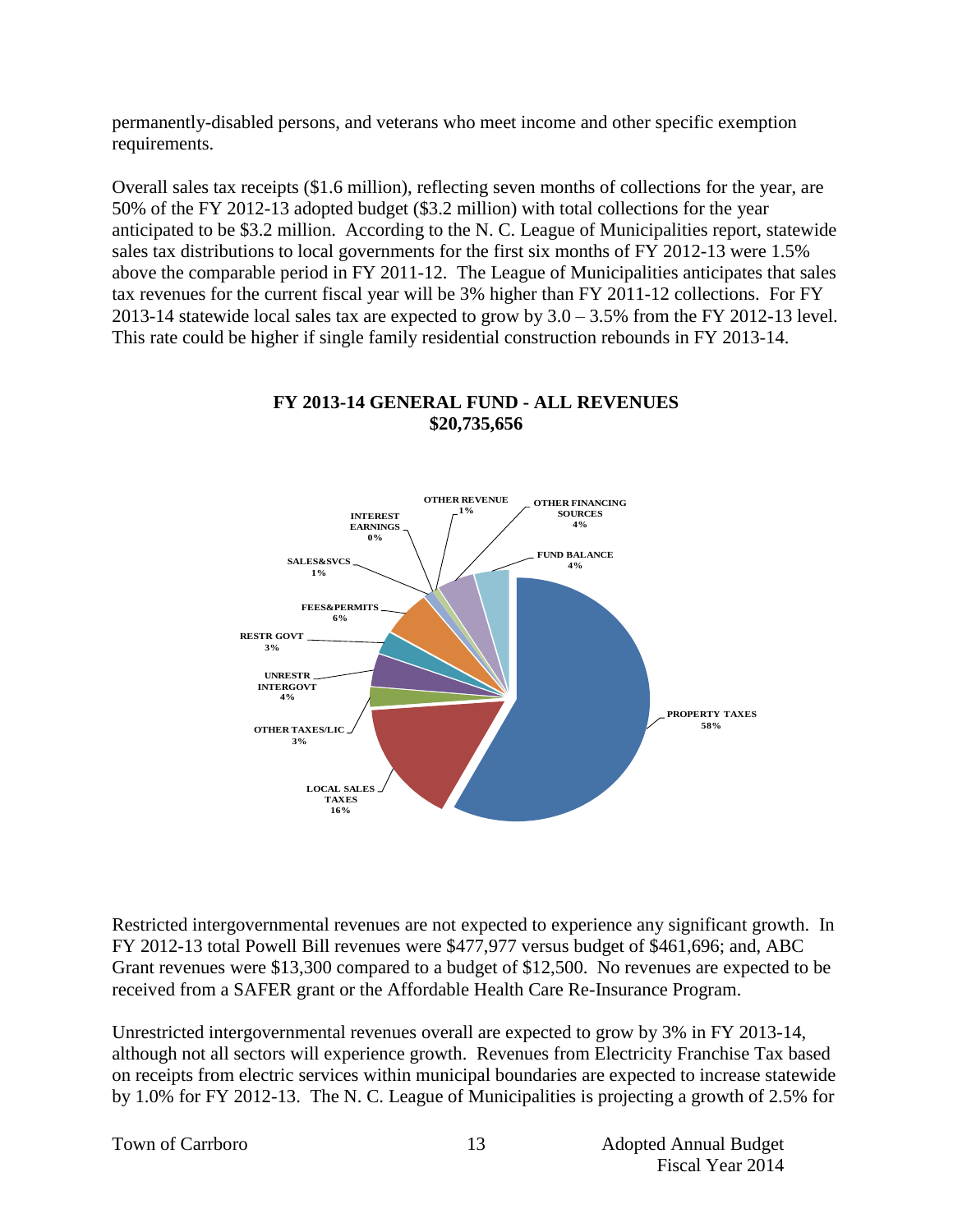permanently-disabled persons, and veterans who meet income and other specific exemption requirements.

Overall sales tax receipts ($1.6 million), reflecting seven months of collections for the year, are 50% of the FY 2012-13 adopted budget ($3.2 million) with total collections for the year anticipated to be $3.2 million. According to the N. C. League of Municipalities report, statewide sales tax distributions to local governments for the first six months of FY 2012-13 were 1.5% above the comparable period in FY 2011-12. The League of Municipalities anticipates that sales tax revenues for the current fiscal year will be 3% higher than FY 2011-12 collections. For FY 2013-14 statewide local sales tax are expected to grow by 3.0 – 3.5% from the FY 2012-13 level. This rate could be higher if single family residential construction rebounds in FY 2013-14.

**FY 2013-14 GENERAL FUND - ALL REVENUES**
**$20,735,656**

| Revenue Source | Percent |
|---|---|
| PROPERTY TAXES | 58% |
| LOCAL SALES TAXES | 16% |
| OTHER TAXES/LIC | 3% |
| UNRESTR INTERGOVT | 4% |
| RESTR GOVT | 3% |
| FEES&PERMITS | 6% |
| SALES&SVCS | 1% |
| INTEREST EARNINGS | 0% |
| OTHER REVENUE | 1% |
| OTHER FINANCING SOURCES | 4% |
| FUND BALANCE | 4% |

Restricted intergovernmental revenues are not expected to experience any significant growth. In FY 2012-13 total Powell Bill revenues were $477,977 versus budget of $461,696; and, ABC Grant revenues were $13,300 compared to a budget of $12,500. No revenues are expected to be received from a SAFER grant or the Affordable Health Care Re-Insurance Program.

Unrestricted intergovernmental revenues overall are expected to grow by 3% in FY 2013-14, although not all sectors will experience growth. Revenues from Electricity Franchise Tax based on receipts from electric services within municipal boundaries are expected to increase statewide by 1.0% for FY 2012-13. The N. C. League of Municipalities is projecting a growth of 2.5% for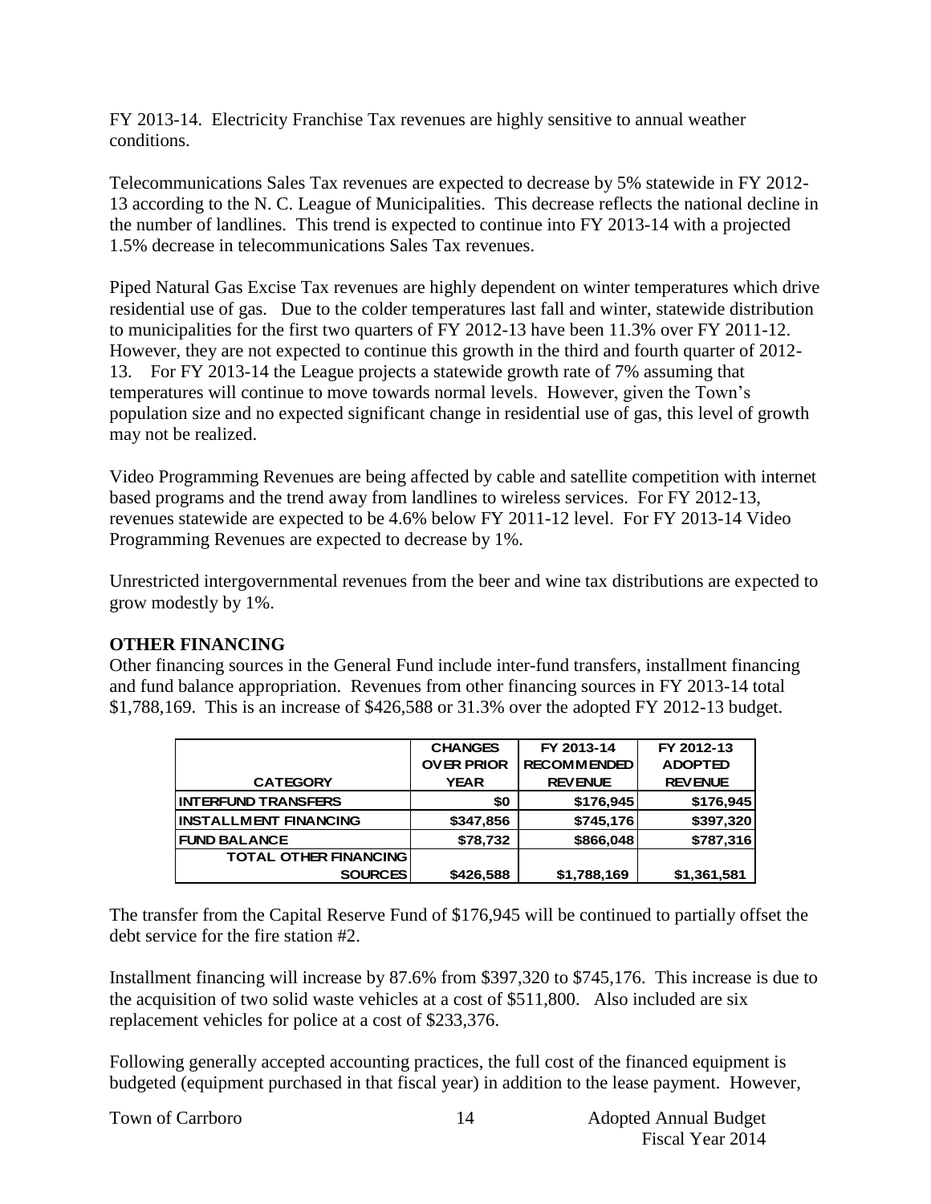FY 2013-14. Electricity Franchise Tax revenues are highly sensitive to annual weather conditions.

Telecommunications Sales Tax revenues are expected to decrease by 5% statewide in FY 2012-13 according to the N. C. League of Municipalities. This decrease reflects the national decline in the number of landlines. This trend is expected to continue into FY 2013-14 with a projected 1.5% decrease in telecommunications Sales Tax revenues.

Piped Natural Gas Excise Tax revenues are highly dependent on winter temperatures which drive residential use of gas. Due to the colder temperatures last fall and winter, statewide distribution to municipalities for the first two quarters of FY 2012-13 have been 11.3% over FY 2011-12. However, they are not expected to continue this growth in the third and fourth quarter of 2012-13. For FY 2013-14 the League projects a statewide growth rate of 7% assuming that temperatures will continue to move towards normal levels. However, given the Town's population size and no expected significant change in residential use of gas, this level of growth may not be realized.

Video Programming Revenues are being affected by cable and satellite competition with internet based programs and the trend away from landlines to wireless services. For FY 2012-13, revenues statewide are expected to be 4.6% below FY 2011-12 level. For FY 2013-14 Video Programming Revenues are expected to decrease by 1%.

Unrestricted intergovernmental revenues from the beer and wine tax distributions are expected to grow modestly by 1%.

**OTHER FINANCING**

Other financing sources in the General Fund include inter-fund transfers, installment financing and fund balance appropriation. Revenues from other financing sources in FY 2013-14 total $1,788,169. This is an increase of $426,588 or 31.3% over the adopted FY 2012-13 budget.

| CATEGORY | CHANGES OVER PRIOR YEAR | FY 2013-14 RECOMMENDED REVENUE | FY 2012-13 ADOPTED REVENUE |
|---|---|---|---|
| INTERFUND TRANSFERS | $0 | $176,945 | $176,945 |
| INSTALLMENT FINANCING | $347,856 | $745,176 | $397,320 |
| FUND BALANCE | $78,732 | $866,048 | $787,316 |
| TOTAL OTHER FINANCING SOURCES | $426,588 | $1,788,169 | $1,361,581 |

The transfer from the Capital Reserve Fund of $176,945 will be continued to partially offset the debt service for the fire station #2.

Installment financing will increase by 87.6% from $397,320 to $745,176. This increase is due to the acquisition of two solid waste vehicles at a cost of $511,800. Also included are six replacement vehicles for police at a cost of $233,376.

Following generally accepted accounting practices, the full cost of the financed equipment is budgeted (equipment purchased in that fiscal year) in addition to the lease payment. However,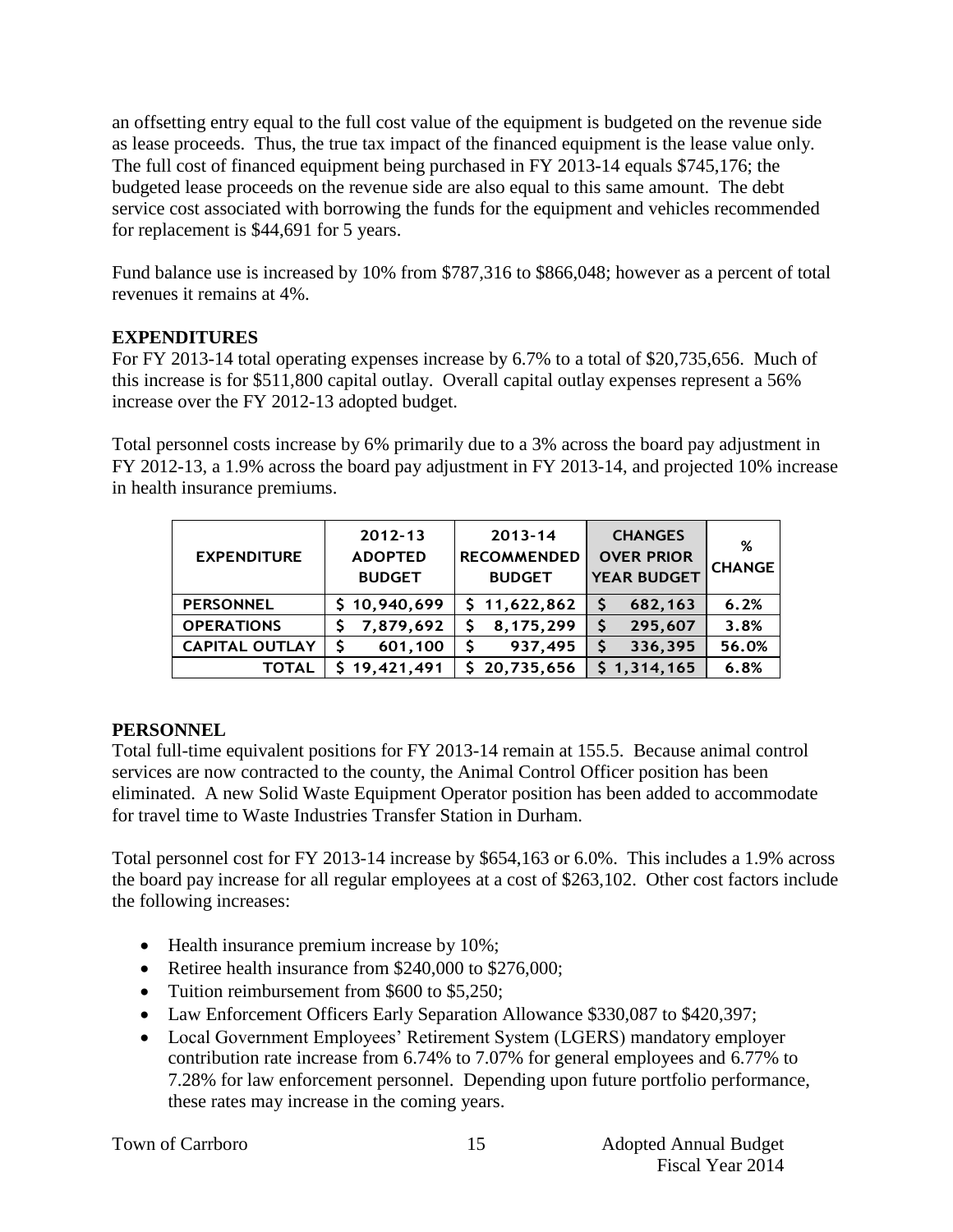an offsetting entry equal to the full cost value of the equipment is budgeted on the revenue side as lease proceeds. Thus, the true tax impact of the financed equipment is the lease value only. The full cost of financed equipment being purchased in FY 2013-14 equals $745,176; the budgeted lease proceeds on the revenue side are also equal to this same amount. The debt service cost associated with borrowing the funds for the equipment and vehicles recommended for replacement is $44,691 for 5 years.

Fund balance use is increased by 10% from $787,316 to $866,048; however as a percent of total revenues it remains at 4%.

## EXPENDITURES

For FY 2013-14 total operating expenses increase by 6.7% to a total of $20,735,656. Much of this increase is for $511,800 capital outlay. Overall capital outlay expenses represent a 56% increase over the FY 2012-13 adopted budget.

Total personnel costs increase by 6% primarily due to a 3% across the board pay adjustment in FY 2012-13, a 1.9% across the board pay adjustment in FY 2013-14, and projected 10% increase in health insurance premiums.

| EXPENDITURE | 2012-13 ADOPTED BUDGET | 2013-14 RECOMMENDED BUDGET | CHANGES OVER PRIOR YEAR BUDGET | % CHANGE |
|---|---|---|---|---|
| PERSONNEL | $ 10,940,699 | $ 11,622,862 | $ 682,163 | 6.2% |
| OPERATIONS | $ 7,879,692 | $ 8,175,299 | $ 295,607 | 3.8% |
| CAPITAL OUTLAY | $ 601,100 | $ 937,495 | $ 336,395 | 56.0% |
| TOTAL | $ 19,421,491 | $ 20,735,656 | $ 1,314,165 | 6.8% |

## PERSONNEL

Total full-time equivalent positions for FY 2013-14 remain at 155.5. Because animal control services are now contracted to the county, the Animal Control Officer position has been eliminated. A new Solid Waste Equipment Operator position has been added to accommodate for travel time to Waste Industries Transfer Station in Durham.

Total personnel cost for FY 2013-14 increase by $654,163 or 6.0%. This includes a 1.9% across the board pay increase for all regular employees at a cost of $263,102. Other cost factors include the following increases:

- Health insurance premium increase by 10%;
- Retiree health insurance from $240,000 to $276,000;
- Tuition reimbursement from $600 to $5,250;
- Law Enforcement Officers Early Separation Allowance $330,087 to $420,397;
- Local Government Employees' Retirement System (LGERS) mandatory employer contribution rate increase from 6.74% to 7.07% for general employees and 6.77% to 7.28% for law enforcement personnel. Depending upon future portfolio performance, these rates may increase in the coming years.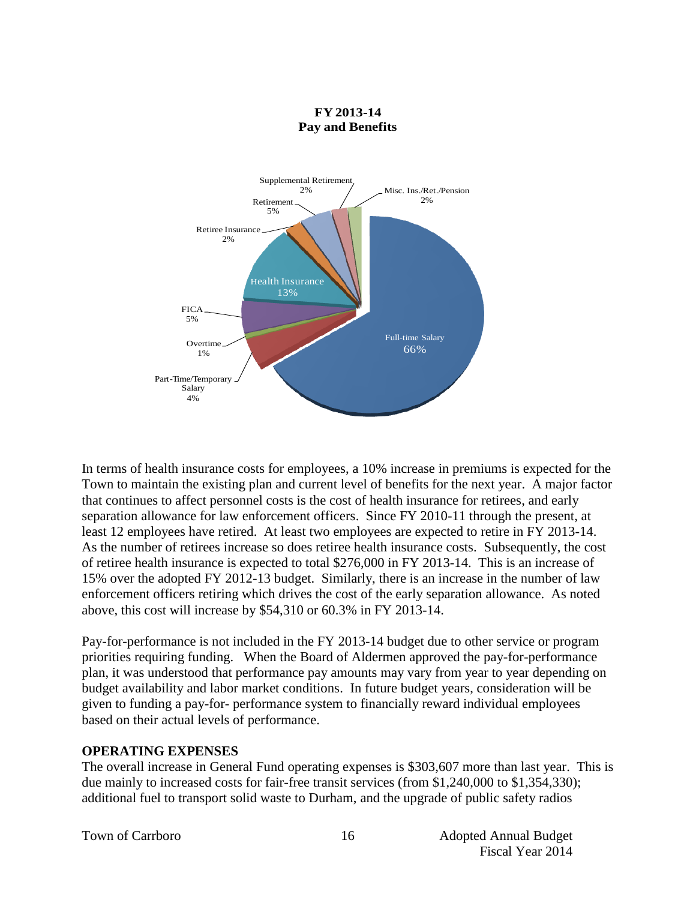**FY 2013-14**
**Pay and Benefits**

Supplemental Retirement 2%
Misc. Ins./Ret./Pension 2%
Retirement 5%
Retiree Insurance 2%
Health Insurance 13%
FICA 5%
Overtime 1%
Part-Time/Temporary Salary 4%
Full-time Salary 66%

In terms of health insurance costs for employees, a 10% increase in premiums is expected for the Town to maintain the existing plan and current level of benefits for the next year. A major factor that continues to affect personnel costs is the cost of health insurance for retirees, and early separation allowance for law enforcement officers. Since FY 2010-11 through the present, at least 12 employees have retired. At least two employees are expected to retire in FY 2013-14. As the number of retirees increase so does retiree health insurance costs. Subsequently, the cost of retiree health insurance is expected to total $276,000 in FY 2013-14. This is an increase of 15% over the adopted FY 2012-13 budget. Similarly, there is an increase in the number of law enforcement officers retiring which drives the cost of the early separation allowance. As noted above, this cost will increase by $54,310 or 60.3% in FY 2013-14.

Pay-for-performance is not included in the FY 2013-14 budget due to other service or program priorities requiring funding. When the Board of Aldermen approved the pay-for-performance plan, it was understood that performance pay amounts may vary from year to year depending on budget availability and labor market conditions. In future budget years, consideration will be given to funding a pay-for- performance system to financially reward individual employees based on their actual levels of performance.

**OPERATING EXPENSES**

The overall increase in General Fund operating expenses is $303,607 more than last year. This is due mainly to increased costs for fair-free transit services (from $1,240,000 to $1,354,330); additional fuel to transport solid waste to Durham, and the upgrade of public safety radios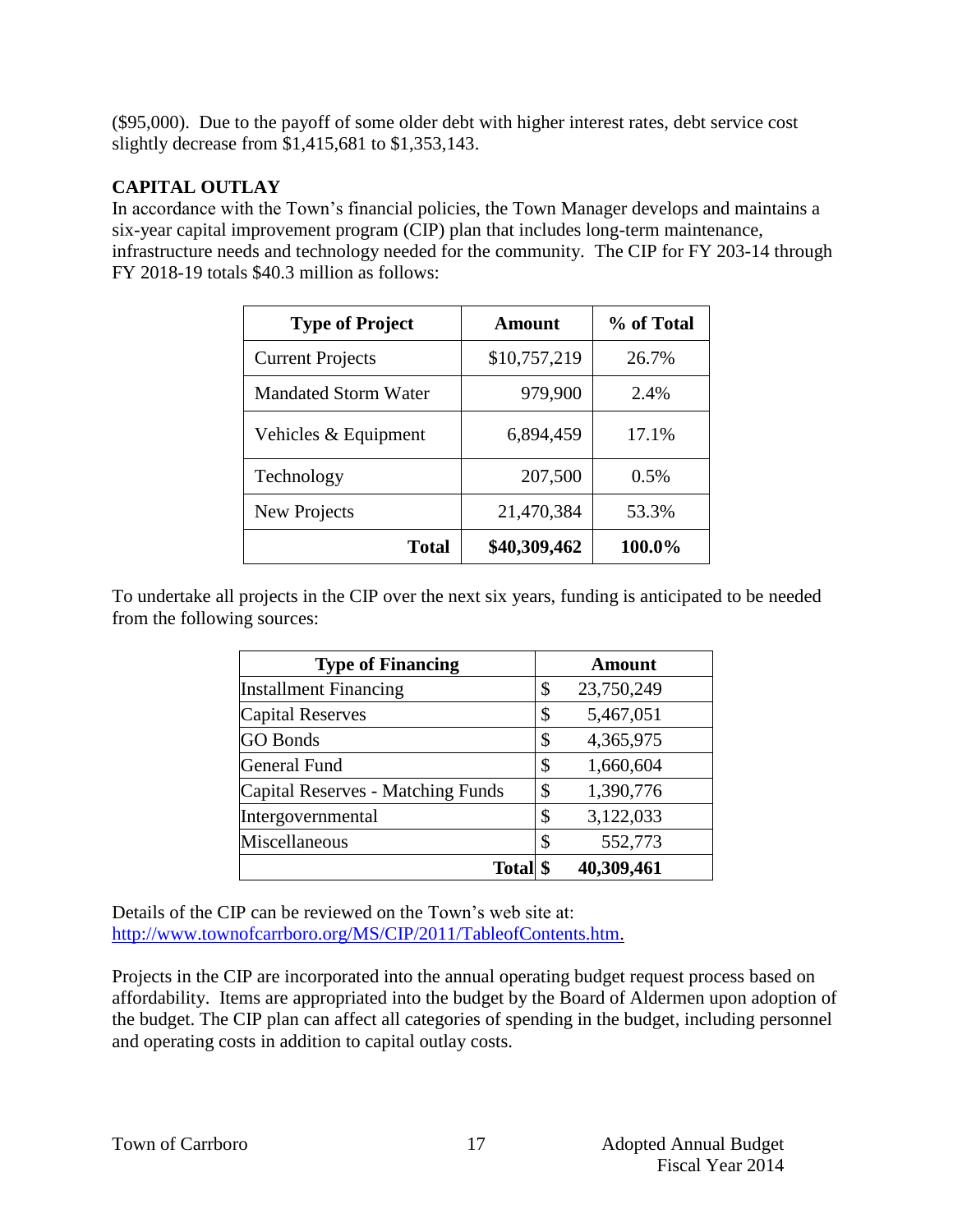($95,000). Due to the payoff of some older debt with higher interest rates, debt service cost slightly decrease from $1,415,681 to $1,353,143.

**CAPITAL OUTLAY**

In accordance with the Town's financial policies, the Town Manager develops and maintains a six-year capital improvement program (CIP) plan that includes long-term maintenance, infrastructure needs and technology needed for the community. The CIP for FY 203-14 through FY 2018-19 totals $40.3 million as follows:

| Type of Project | Amount | % of Total |
|---|---|---|
| Current Projects | $10,757,219 | 26.7% |
| Mandated Storm Water | 979,900 | 2.4% |
| Vehicles & Equipment | 6,894,459 | 17.1% |
| Technology | 207,500 | 0.5% |
| New Projects | 21,470,384 | 53.3% |
| **Total** | **$40,309,462** | **100.0%** |

To undertake all projects in the CIP over the next six years, funding is anticipated to be needed from the following sources:

| Type of Financing | Amount |
|---|---|
| Installment Financing | $ 23,750,249 |
| Capital Reserves | $ 5,467,051 |
| GO Bonds | $ 4,365,975 |
| General Fund | $ 1,660,604 |
| Capital Reserves - Matching Funds | $ 1,390,776 |
| Intergovernmental | $ 3,122,033 |
| Miscellaneous | $ 552,773 |
| **Total** | **$ 40,309,461** |

Details of the CIP can be reviewed on the Town's web site at: http://www.townofcarrboro.org/MS/CIP/2011/TableofContents.htm.

Projects in the CIP are incorporated into the annual operating budget request process based on affordability. Items are appropriated into the budget by the Board of Aldermen upon adoption of the budget. The CIP plan can affect all categories of spending in the budget, including personnel and operating costs in addition to capital outlay costs.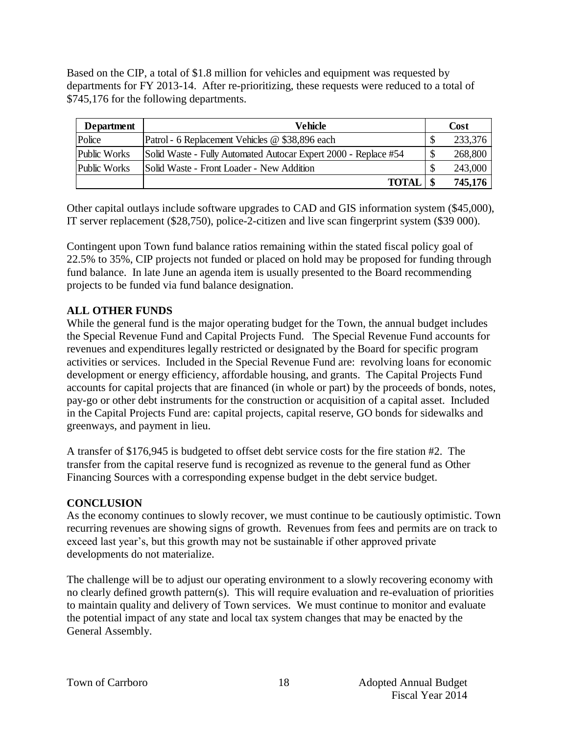Based on the CIP, a total of $1.8 million for vehicles and equipment was requested by departments for FY 2013-14. After re-prioritizing, these requests were reduced to a total of $745,176 for the following departments.

| Department | Vehicle | Cost |
|---|---|---|
| Police | Patrol - 6 Replacement Vehicles @ $38,896 each | $ 233,376 |
| Public Works | Solid Waste - Fully Automated Autocar Expert 2000 - Replace #54 | $ 268,800 |
| Public Works | Solid Waste - Front Loader - New Addition | $ 243,000 |
| | **TOTAL** | **$ 745,176** |

Other capital outlays include software upgrades to CAD and GIS information system ($45,000), IT server replacement ($28,750), police-2-citizen and live scan fingerprint system ($39 000).

Contingent upon Town fund balance ratios remaining within the stated fiscal policy goal of 22.5% to 35%, CIP projects not funded or placed on hold may be proposed for funding through fund balance. In late June an agenda item is usually presented to the Board recommending projects to be funded via fund balance designation.

## ALL OTHER FUNDS

While the general fund is the major operating budget for the Town, the annual budget includes the Special Revenue Fund and Capital Projects Fund. The Special Revenue Fund accounts for revenues and expenditures legally restricted or designated by the Board for specific program activities or services. Included in the Special Revenue Fund are: revolving loans for economic development or energy efficiency, affordable housing, and grants. The Capital Projects Fund accounts for capital projects that are financed (in whole or part) by the proceeds of bonds, notes, pay-go or other debt instruments for the construction or acquisition of a capital asset. Included in the Capital Projects Fund are: capital projects, capital reserve, GO bonds for sidewalks and greenways, and payment in lieu.

A transfer of $176,945 is budgeted to offset debt service costs for the fire station #2. The transfer from the capital reserve fund is recognized as revenue to the general fund as Other Financing Sources with a corresponding expense budget in the debt service budget.

## CONCLUSION

As the economy continues to slowly recover, we must continue to be cautiously optimistic. Town recurring revenues are showing signs of growth. Revenues from fees and permits are on track to exceed last year's, but this growth may not be sustainable if other approved private developments do not materialize.

The challenge will be to adjust our operating environment to a slowly recovering economy with no clearly defined growth pattern(s). This will require evaluation and re-evaluation of priorities to maintain quality and delivery of Town services. We must continue to monitor and evaluate the potential impact of any state and local tax system changes that may be enacted by the General Assembly.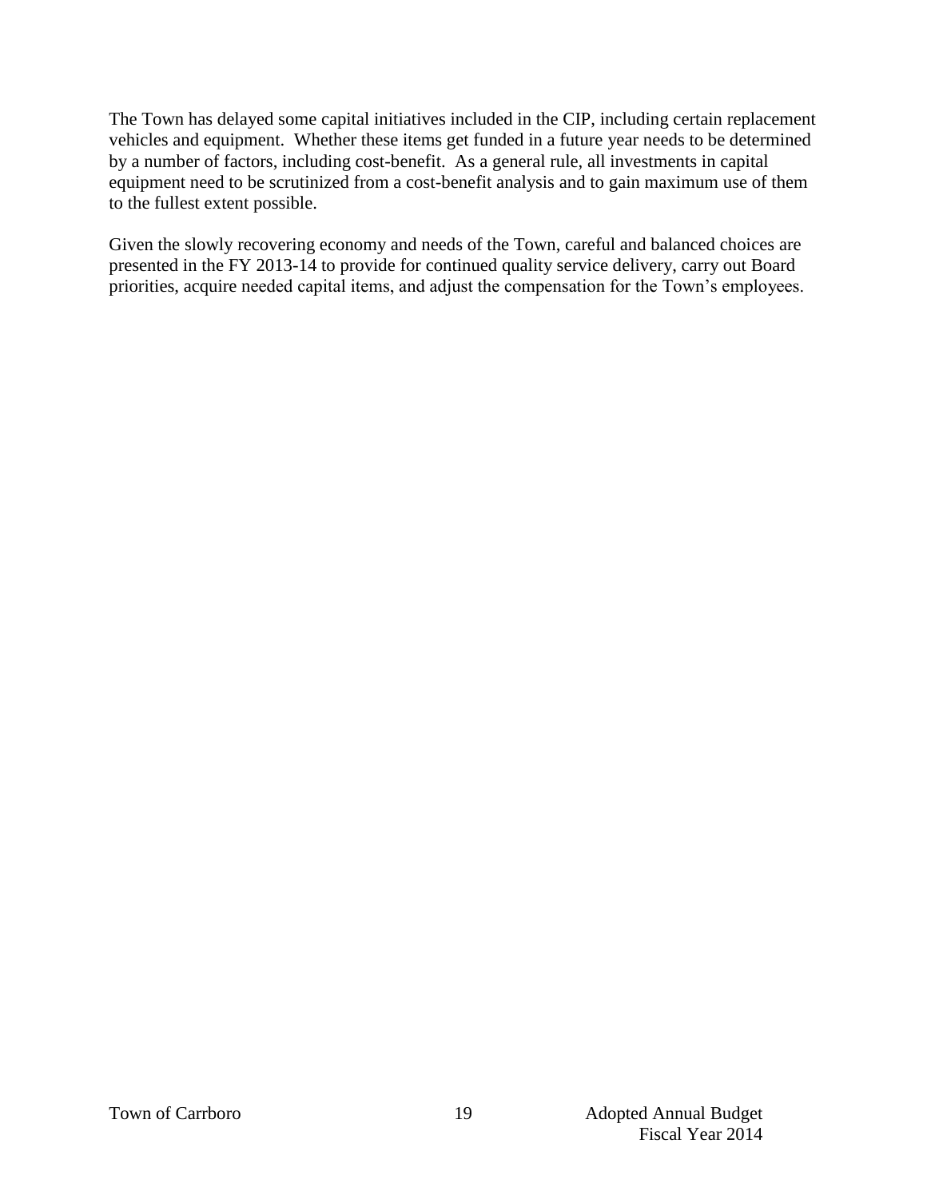The Town has delayed some capital initiatives included in the CIP, including certain replacement vehicles and equipment. Whether these items get funded in a future year needs to be determined by a number of factors, including cost-benefit. As a general rule, all investments in capital equipment need to be scrutinized from a cost-benefit analysis and to gain maximum use of them to the fullest extent possible.

Given the slowly recovering economy and needs of the Town, careful and balanced choices are presented in the FY 2013-14 to provide for continued quality service delivery, carry out Board priorities, acquire needed capital items, and adjust the compensation for the Town's employees.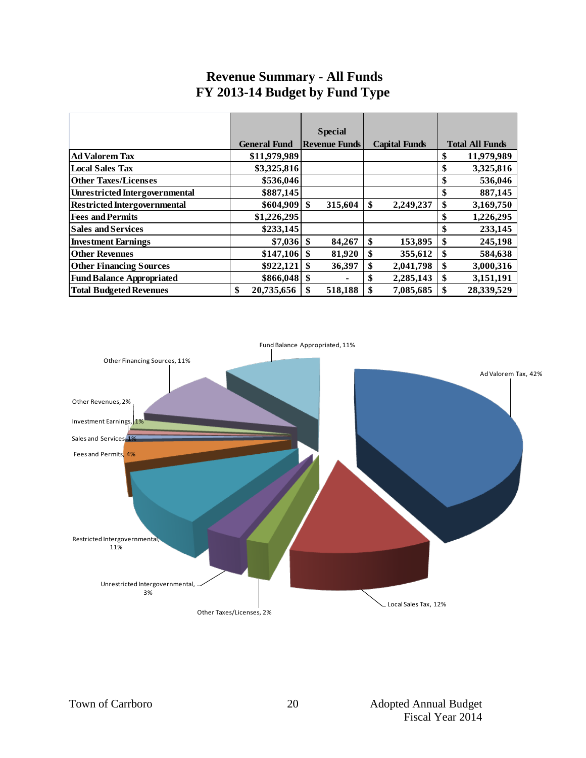# Revenue Summary - All Funds
## FY 2013-14 Budget by Fund Type

| | General Fund | Special Revenue Funds | Capital Funds | Total All Funds |
|---|---|---|---|---|
| **Ad Valorem Tax** | $11,979,989 | | | $ 11,979,989 |
| **Local Sales Tax** | $3,325,816 | | | $ 3,325,816 |
| **Other Taxes/Licenses** | $536,046 | | | $ 536,046 |
| **Unrestricted Intergovernmental** | $887,145 | | | $ 887,145 |
| **Restricted Intergovernmental** | $604,909 | $ 315,604 | $ 2,249,237 | $ 3,169,750 |
| **Fees and Permits** | $1,226,295 | | | $ 1,226,295 |
| **Sales and Services** | $233,145 | | | $ 233,145 |
| **Investment Earnings** | $7,036 | $ 84,267 | $ 153,895 | $ 245,198 |
| **Other Revenues** | $147,106 | $ 81,920 | $ 355,612 | $ 584,638 |
| **Other Financing Sources** | $922,121 | $ 36,397 | $ 2,041,798 | $ 3,000,316 |
| **Fund Balance Appropriated** | $866,048 | $ - | $ 2,285,143 | $ 3,151,191 |
| **Total Budgeted Revenues** | $ 20,735,656 | $ 518,188 | $ 7,085,685 | $ 28,339,529 |

Ad Valorem Tax, 42%
Local Sales Tax, 12%
Other Taxes/Licenses, 2%
Unrestricted Intergovernmental, 3%
Restricted Intergovernmental, 11%
Fees and Permits, 4%
Sales and Services, 1%
Investment Earnings, 1%
Other Revenues, 2%
Other Financing Sources, 11%
Fund Balance Appropriated, 11%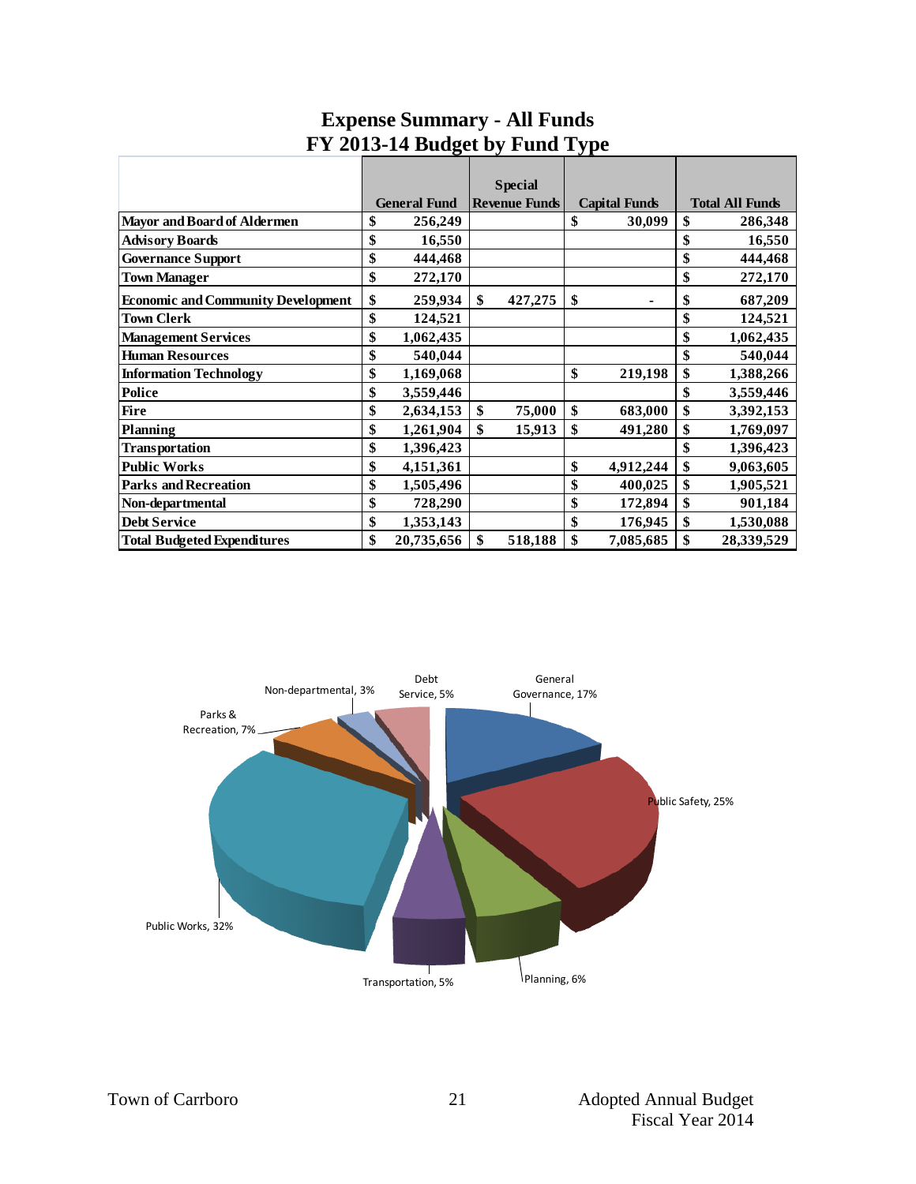# Expense Summary - All Funds
## FY 2013-14 Budget by Fund Type

| | General Fund | Special Revenue Funds | Capital Funds | Total All Funds |
|---|---|---|---|---|
| **Mayor and Board of Aldermen** | $ 256,249 | | $ 30,099 | $ 286,348 |
| **Advisory Boards** | $ 16,550 | | | $ 16,550 |
| **Governance Support** | $ 444,468 | | | $ 444,468 |
| **Town Manager** | $ 272,170 | | | $ 272,170 |
| **Economic and Community Development** | $ 259,934 | $ 427,275 | $ - | $ 687,209 |
| **Town Clerk** | $ 124,521 | | | $ 124,521 |
| **Management Services** | $ 1,062,435 | | | $ 1,062,435 |
| **Human Resources** | $ 540,044 | | | $ 540,044 |
| **Information Technology** | $ 1,169,068 | | $ 219,198 | $ 1,388,266 |
| **Police** | $ 3,559,446 | | | $ 3,559,446 |
| **Fire** | $ 2,634,153 | $ 75,000 | $ 683,000 | $ 3,392,153 |
| **Planning** | $ 1,261,904 | $ 15,913 | $ 491,280 | $ 1,769,097 |
| **Transportation** | $ 1,396,423 | | | $ 1,396,423 |
| **Public Works** | $ 4,151,361 | | $ 4,912,244 | $ 9,063,605 |
| **Parks and Recreation** | $ 1,505,496 | | $ 400,025 | $ 1,905,521 |
| **Non-departmental** | $ 728,290 | | $ 172,894 | $ 901,184 |
| **Debt Service** | $ 1,353,143 | | $ 176,945 | $ 1,530,088 |
| **Total Budgeted Expenditures** | $ 20,735,656 | $ 518,188 | $ 7,085,685 | $ 28,339,529 |

General Governance, 17%; Public Safety, 25%; Planning, 6%; Transportation, 5%; Public Works, 32%; Parks & Recreation, 7%; Non-departmental, 3%; Debt Service, 5%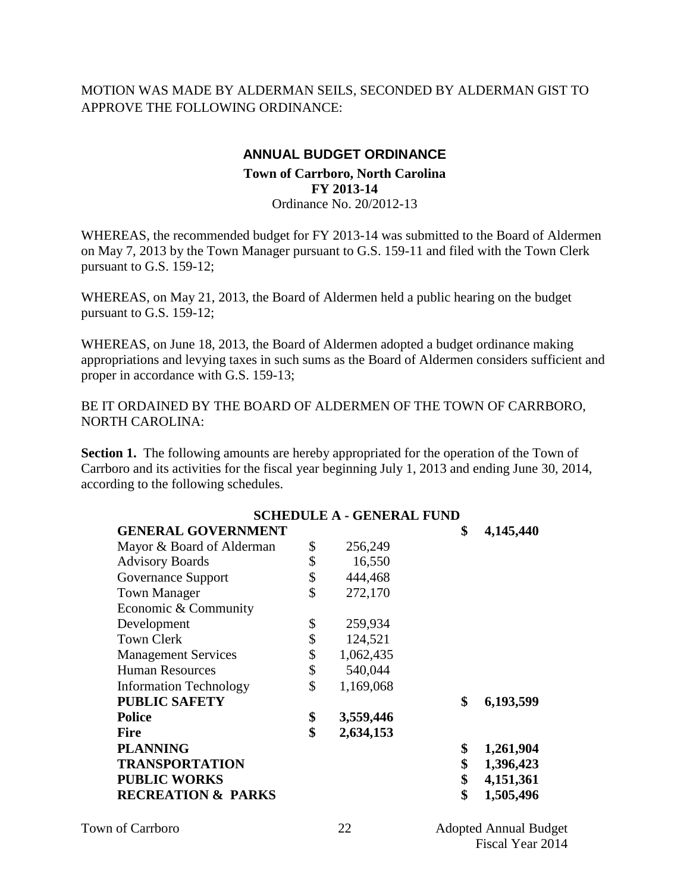MOTION WAS MADE BY ALDERMAN SEILS, SECONDED BY ALDERMAN GIST TO APPROVE THE FOLLOWING ORDINANCE:

## ANNUAL BUDGET ORDINANCE

**Town of Carrboro, North Carolina**
**FY 2013-14**
Ordinance No. 20/2012-13

WHEREAS, the recommended budget for FY 2013-14 was submitted to the Board of Aldermen on May 7, 2013 by the Town Manager pursuant to G.S. 159-11 and filed with the Town Clerk pursuant to G.S. 159-12;

WHEREAS, on May 21, 2013, the Board of Aldermen held a public hearing on the budget pursuant to G.S. 159-12;

WHEREAS, on June 18, 2013, the Board of Aldermen adopted a budget ordinance making appropriations and levying taxes in such sums as the Board of Aldermen considers sufficient and proper in accordance with G.S. 159-13;

BE IT ORDAINED BY THE BOARD OF ALDERMEN OF THE TOWN OF CARRBORO, NORTH CAROLINA:

**Section 1.** The following amounts are hereby appropriated for the operation of the Town of Carrboro and its activities for the fiscal year beginning July 1, 2013 and ending June 30, 2014, according to the following schedules.

| SCHEDULE A - GENERAL FUND | | |
|---|---|---|
| **GENERAL GOVERNMENT** | | **$ 4,145,440** |
| Mayor & Board of Alderman | $ 256,249 | |
| Advisory Boards | $ 16,550 | |
| Governance Support | $ 444,468 | |
| Town Manager | $ 272,170 | |
| Economic & Community Development | $ 259,934 | |
| Town Clerk | $ 124,521 | |
| Management Services | $ 1,062,435 | |
| Human Resources | $ 540,044 | |
| Information Technology | $ 1,169,068 | |
| **PUBLIC SAFETY** | | **$ 6,193,599** |
| **Police** | **$ 3,559,446** | |
| **Fire** | **$ 2,634,153** | |
| **PLANNING** | | **$ 1,261,904** |
| **TRANSPORTATION** | | **$ 1,396,423** |
| **PUBLIC WORKS** | | **$ 4,151,361** |
| **RECREATION & PARKS** | | **$ 1,505,496** |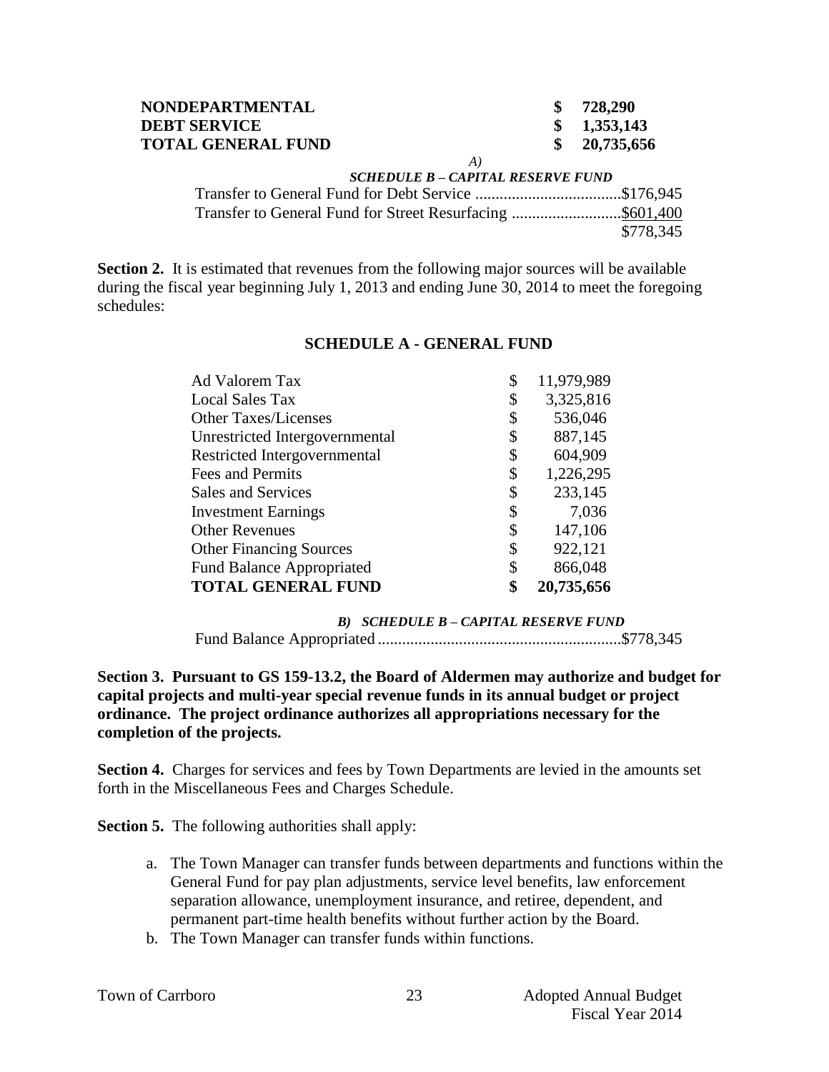| | | |
|---|---|---|
| **NONDEPARTMENTAL** | **$** | **728,290** |
| **DEBT SERVICE** | **$** | **1,353,143** |
| **TOTAL GENERAL FUND** | **$** | **20,735,656** |

*A)*

***SCHEDULE B – CAPITAL RESERVE FUND***

| | |
|---|---|
| Transfer to General Fund for Debt Service | $176,945 |
| Transfer to General Fund for Street Resurfacing | $601,400 |
| | $778,345 |

**Section 2.** It is estimated that revenues from the following major sources will be available during the fiscal year beginning July 1, 2013 and ending June 30, 2014 to meet the foregoing schedules:

**SCHEDULE A - GENERAL FUND**

| | | |
|---|---|---|
| Ad Valorem Tax | $ | 11,979,989 |
| Local Sales Tax | $ | 3,325,816 |
| Other Taxes/Licenses | $ | 536,046 |
| Unrestricted Intergovernmental | $ | 887,145 |
| Restricted Intergovernmental | $ | 604,909 |
| Fees and Permits | $ | 1,226,295 |
| Sales and Services | $ | 233,145 |
| Investment Earnings | $ | 7,036 |
| Other Revenues | $ | 147,106 |
| Other Financing Sources | $ | 922,121 |
| Fund Balance Appropriated | $ | 866,048 |
| **TOTAL GENERAL FUND** | **$** | **20,735,656** |

***B) SCHEDULE B – CAPITAL RESERVE FUND***

| | |
|---|---|
| Fund Balance Appropriated | $778,345 |

**Section 3. Pursuant to GS 159-13.2, the Board of Aldermen may authorize and budget for capital projects and multi-year special revenue funds in its annual budget or project ordinance. The project ordinance authorizes all appropriations necessary for the completion of the projects.**

**Section 4.** Charges for services and fees by Town Departments are levied in the amounts set forth in the Miscellaneous Fees and Charges Schedule.

**Section 5.** The following authorities shall apply:

a. The Town Manager can transfer funds between departments and functions within the General Fund for pay plan adjustments, service level benefits, law enforcement separation allowance, unemployment insurance, and retiree, dependent, and permanent part-time health benefits without further action by the Board.
b. The Town Manager can transfer funds within functions.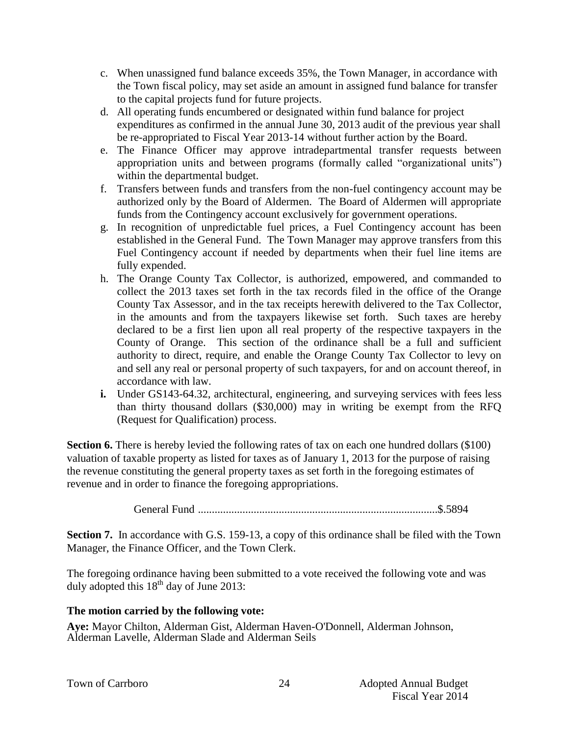c. When unassigned fund balance exceeds 35%, the Town Manager, in accordance with the Town fiscal policy, may set aside an amount in assigned fund balance for transfer to the capital projects fund for future projects.
d. All operating funds encumbered or designated within fund balance for project expenditures as confirmed in the annual June 30, 2013 audit of the previous year shall be re-appropriated to Fiscal Year 2013-14 without further action by the Board.
e. The Finance Officer may approve intradepartmental transfer requests between appropriation units and between programs (formally called "organizational units") within the departmental budget.
f. Transfers between funds and transfers from the non-fuel contingency account may be authorized only by the Board of Aldermen. The Board of Aldermen will appropriate funds from the Contingency account exclusively for government operations.
g. In recognition of unpredictable fuel prices, a Fuel Contingency account has been established in the General Fund. The Town Manager may approve transfers from this Fuel Contingency account if needed by departments when their fuel line items are fully expended.
h. The Orange County Tax Collector, is authorized, empowered, and commanded to collect the 2013 taxes set forth in the tax records filed in the office of the Orange County Tax Assessor, and in the tax receipts herewith delivered to the Tax Collector, in the amounts and from the taxpayers likewise set forth. Such taxes are hereby declared to be a first lien upon all real property of the respective taxpayers in the County of Orange. This section of the ordinance shall be a full and sufficient authority to direct, require, and enable the Orange County Tax Collector to levy on and sell any real or personal property of such taxpayers, for and on account thereof, in accordance with law.
**i.** Under GS143-64.32, architectural, engineering, and surveying services with fees less than thirty thousand dollars ($30,000) may in writing be exempt from the RFQ (Request for Qualification) process.

**Section 6.** There is hereby levied the following rates of tax on each one hundred dollars ($100) valuation of taxable property as listed for taxes as of January 1, 2013 for the purpose of raising the revenue constituting the general property taxes as set forth in the foregoing estimates of revenue and in order to finance the foregoing appropriations.

General Fund ....................................................................................$.5894

**Section 7.** In accordance with G.S. 159-13, a copy of this ordinance shall be filed with the Town Manager, the Finance Officer, and the Town Clerk.

The foregoing ordinance having been submitted to a vote received the following vote and was duly adopted this 18th day of June 2013:

**The motion carried by the following vote:**

**Aye:** Mayor Chilton, Alderman Gist, Alderman Haven-O'Donnell, Alderman Johnson, Alderman Lavelle, Alderman Slade and Alderman Seils